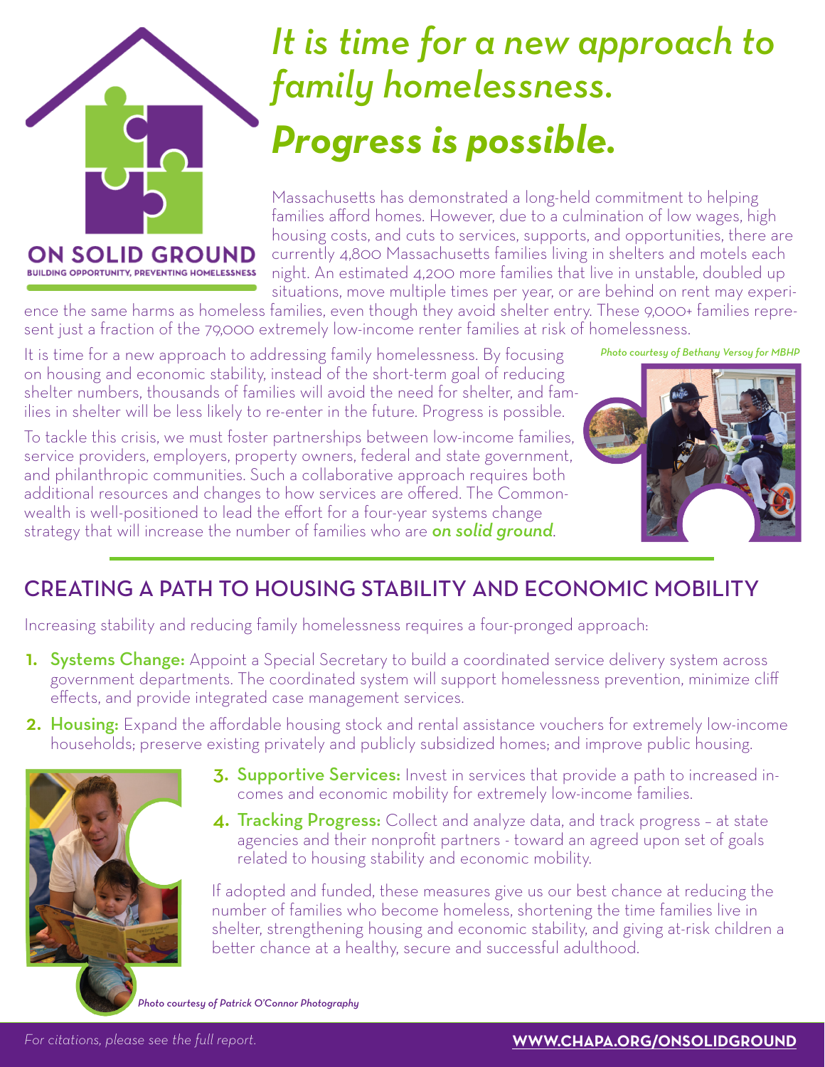**ON SOLID GROUND**
BUILDING OPPORTUNITY, PREVENTING HOMELESSNESS

# *It is time for a new approach to family homelessness.*

# *Progress is possible.*

Massachusetts has demonstrated a long-held commitment to helping families afford homes. However, due to a culmination of low wages, high housing costs, and cuts to services, supports, and opportunities, there are currently 4,800 Massachusetts families living in shelters and motels each night. An estimated 4,200 more families that live in unstable, doubled up situations, move multiple times per year, or are behind on rent may experience the same harms as homeless families, even though they avoid shelter entry. These 9,000+ families represent just a fraction of the 79,000 extremely low-income renter families at risk of homelessness.

It is time for a new approach to addressing family homelessness. By focusing on housing and economic stability, instead of the short-term goal of reducing shelter numbers, thousands of families will avoid the need for shelter, and families in shelter will be less likely to re-enter in the future. Progress is possible.

To tackle this crisis, we must foster partnerships between low-income families, service providers, employers, property owners, federal and state government, and philanthropic communities. Such a collaborative approach requires both additional resources and changes to how services are offered. The Commonwealth is well-positioned to lead the effort for a four-year systems change strategy that will increase the number of families who are ***on solid ground***.

*Photo courtesy of Bethany Versoy for MBHP*

## CREATING A PATH TO HOUSING STABILITY AND ECONOMIC MOBILITY

Increasing stability and reducing family homelessness requires a four-pronged approach:

1. **Systems Change:** Appoint a Special Secretary to build a coordinated service delivery system across government departments. The coordinated system will support homelessness prevention, minimize cliff effects, and provide integrated case management services.
2. **Housing:** Expand the affordable housing stock and rental assistance vouchers for extremely low-income households; preserve existing privately and publicly subsidized homes; and improve public housing.
3. **Supportive Services:** Invest in services that provide a path to increased incomes and economic mobility for extremely low-income families.
4. **Tracking Progress:** Collect and analyze data, and track progress – at state agencies and their nonprofit partners - toward an agreed upon set of goals related to housing stability and economic mobility.

If adopted and funded, these measures give us our best chance at reducing the number of families who become homeless, shortening the time families live in shelter, strengthening housing and economic stability, and giving at-risk children a better chance at a healthy, secure and successful adulthood.

*Photo courtesy of Patrick O'Connor Photography*

*For citations, please see the full report.*

**WWW.CHAPA.ORG/ONSOLIDGROUND**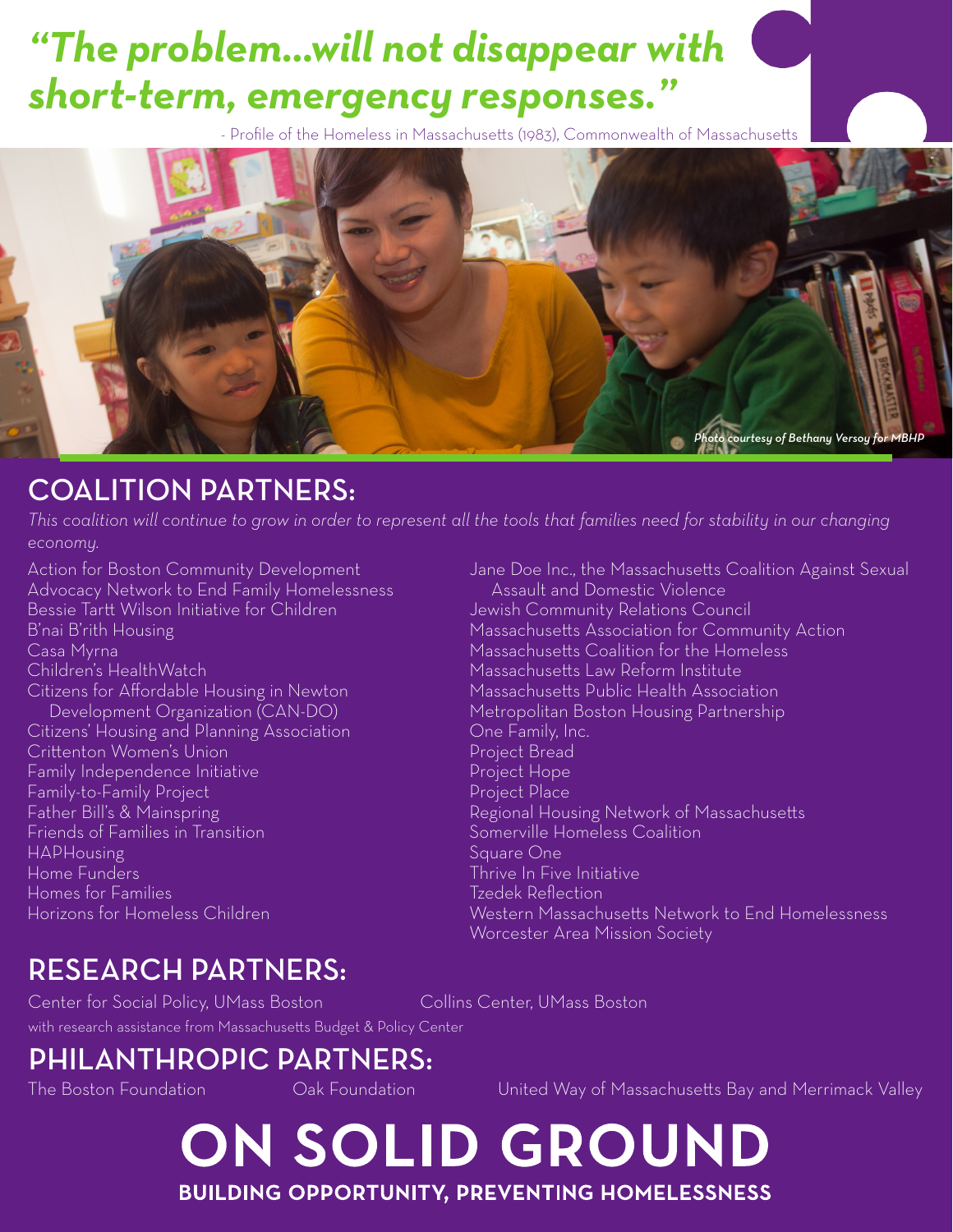# *"The problem...will not disappear with short-term, emergency responses."*

- Profile of the Homeless in Massachusetts (1983), Commonwealth of Massachusetts

*Photo courtesy of Bethany Versoy for MBHP*

## COALITION PARTNERS:

*This coalition will continue to grow in order to represent all the tools that families need for stability in our changing economy.*

Action for Boston Community Development
Advocacy Network to End Family Homelessness
Bessie Tartt Wilson Initiative for Children
B'nai B'rith Housing
Casa Myrna
Children's HealthWatch
Citizens for Affordable Housing in Newton Development Organization (CAN-DO)
Citizens' Housing and Planning Association
Crittenton Women's Union
Family Independence Initiative
Family-to-Family Project
Father Bill's & Mainspring
Friends of Families in Transition
HAPHousing
Home Funders
Homes for Families
Horizons for Homeless Children
Jane Doe Inc., the Massachusetts Coalition Against Sexual Assault and Domestic Violence
Jewish Community Relations Council
Massachusetts Association for Community Action
Massachusetts Coalition for the Homeless
Massachusetts Law Reform Institute
Massachusetts Public Health Association
Metropolitan Boston Housing Partnership
One Family, Inc.
Project Bread
Project Hope
Project Place
Regional Housing Network of Massachusetts
Somerville Homeless Coalition
Square One
Thrive In Five Initiative
Tzedek Reflection
Western Massachusetts Network to End Homelessness
Worcester Area Mission Society

## RESEARCH PARTNERS:

Center for Social Policy, UMass Boston
Collins Center, UMass Boston

with research assistance from Massachusetts Budget & Policy Center

## PHILANTHROPIC PARTNERS:

The Boston Foundation
Oak Foundation
United Way of Massachusetts Bay and Merrimack Valley

# ON SOLID GROUND

**BUILDING OPPORTUNITY, PREVENTING HOMELESSNESS**